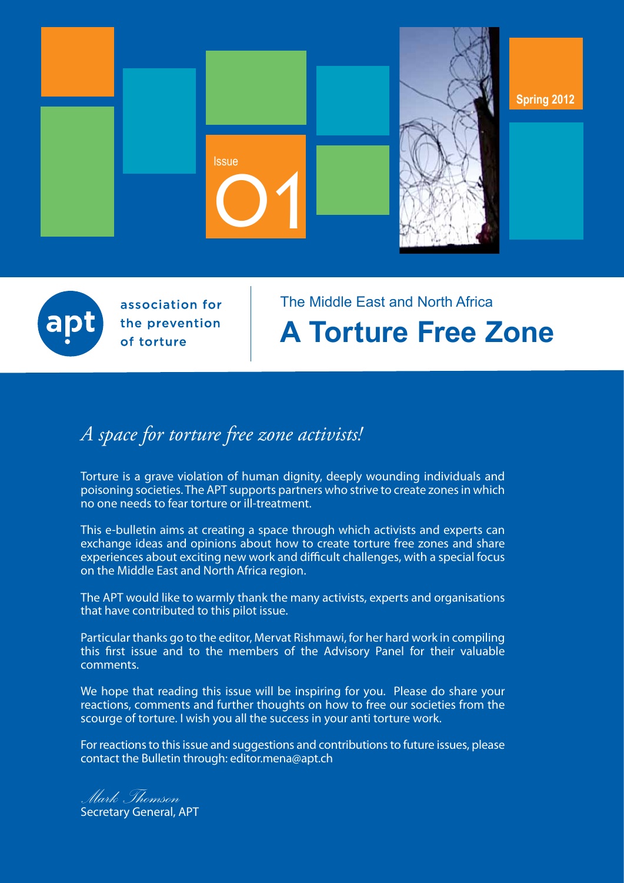Spring 2012

Issue 01

association for the prevention of torture

The Middle East and North Africa

# A Torture Free Zone

## *A space for torture free zone activists!*

Torture is a grave violation of human dignity, deeply wounding individuals and poisoning societies. The APT supports partners who strive to create zones in which no one needs to fear torture or ill-treatment.

This e-bulletin aims at creating a space through which activists and experts can exchange ideas and opinions about how to create torture free zones and share experiences about exciting new work and difficult challenges, with a special focus on the Middle East and North Africa region.

The APT would like to warmly thank the many activists, experts and organisations that have contributed to this pilot issue.

Particular thanks go to the editor, Mervat Rishmawi, for her hard work in compiling this first issue and to the members of the Advisory Panel for their valuable comments.

We hope that reading this issue will be inspiring for you. Please do share your reactions, comments and further thoughts on how to free our societies from the scourge of torture. I wish you all the success in your anti torture work.

For reactions to this issue and suggestions and contributions to future issues, please contact the Bulletin through: editor.mena@apt.ch

*Mark Thomson*
Secretary General, APT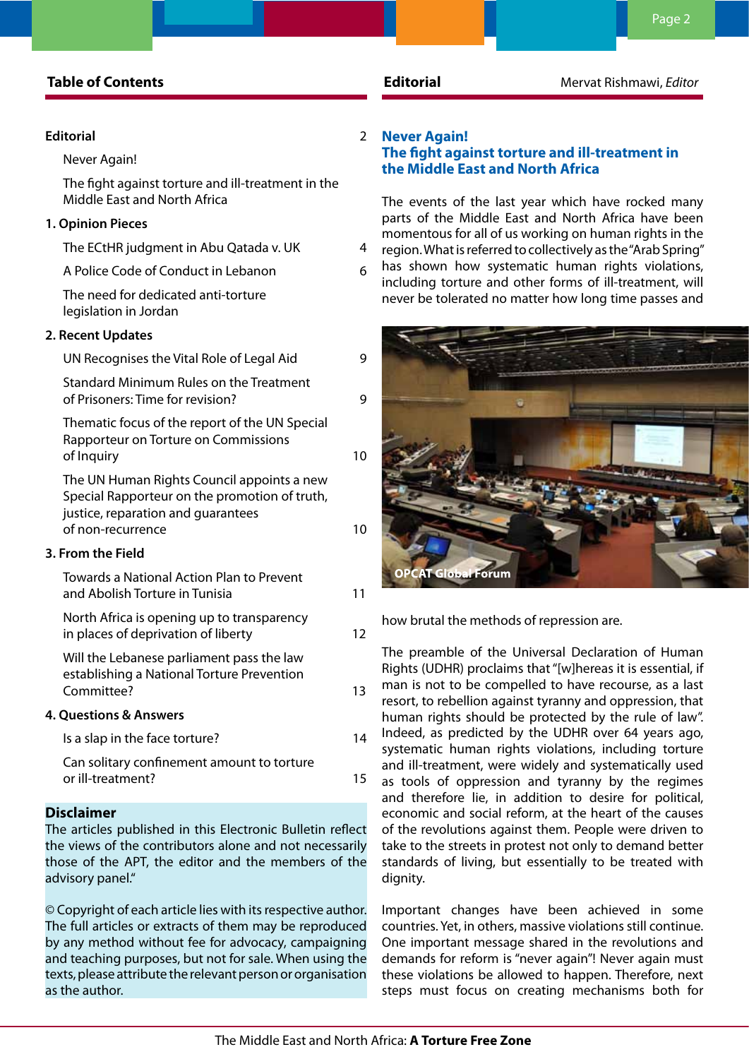## Table of Contents

**Editorial** 2

- Never Again!
- The fight against torture and ill-treatment in the Middle East and North Africa

**1. Opinion Pieces**

- The ECtHR judgment in Abu Qatada v. UK 4
- A Police Code of Conduct in Lebanon 6
- The need for dedicated anti-torture legislation in Jordan

**2. Recent Updates**

- UN Recognises the Vital Role of Legal Aid 9
- Standard Minimum Rules on the Treatment of Prisoners: Time for revision? 9
- Thematic focus of the report of the UN Special Rapporteur on Torture on Commissions of Inquiry 10
- The UN Human Rights Council appoints a new Special Rapporteur on the promotion of truth, justice, reparation and guarantees of non-recurrence 10

**3. From the Field**

- Towards a National Action Plan to Prevent and Abolish Torture in Tunisia 11
- North Africa is opening up to transparency in places of deprivation of liberty 12
- Will the Lebanese parliament pass the law establishing a National Torture Prevention Committee? 13

**4. Questions & Answers**

- Is a slap in the face torture? 14
- Can solitary confinement amount to torture or ill-treatment? 15

**Disclaimer**

The articles published in this Electronic Bulletin reflect the views of the contributors alone and not necessarily those of the APT, the editor and the members of the advisory panel."

© Copyright of each article lies with its respective author. The full articles or extracts of them may be reproduced by any method without fee for advocacy, campaigning and teaching purposes, but not for sale. When using the texts, please attribute the relevant person or organisation as the author.

## Editorial

Mervat Rishmawi, *Editor*

### Never Again!
### The fight against torture and ill-treatment in the Middle East and North Africa

The events of the last year which have rocked many parts of the Middle East and North Africa have been momentous for all of us working on human rights in the region. What is referred to collectively as the "Arab Spring" has shown how systematic human rights violations, including torture and other forms of ill-treatment, will never be tolerated no matter how long time passes and how brutal the methods of repression are.

OPCAT Global Forum

The preamble of the Universal Declaration of Human Rights (UDHR) proclaims that "[w]hereas it is essential, if man is not to be compelled to have recourse, as a last resort, to rebellion against tyranny and oppression, that human rights should be protected by the rule of law". Indeed, as predicted by the UDHR over 64 years ago, systematic human rights violations, including torture and ill-treatment, were widely and systematically used as tools of oppression and tyranny by the regimes and therefore lie, in addition to desire for political, economic and social reform, at the heart of the causes of the revolutions against them. People were driven to take to the streets in protest not only to demand better standards of living, but essentially to be treated with dignity.

Important changes have been achieved in some countries. Yet, in others, massive violations still continue. One important message shared in the revolutions and demands for reform is "never again"! Never again must these violations be allowed to happen. Therefore, next steps must focus on creating mechanisms both for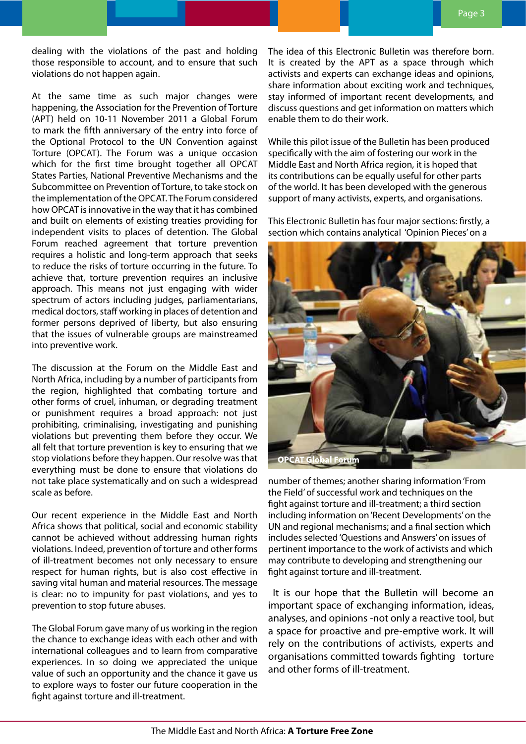dealing with the violations of the past and holding those responsible to account, and to ensure that such violations do not happen again.

At the same time as such major changes were happening, the Association for the Prevention of Torture (APT) held on 10-11 November 2011 a Global Forum to mark the fifth anniversary of the entry into force of the Optional Protocol to the UN Convention against Torture (OPCAT). The Forum was a unique occasion which for the first time brought together all OPCAT States Parties, National Preventive Mechanisms and the Subcommittee on Prevention of Torture, to take stock on the implementation of the OPCAT. The Forum considered how OPCAT is innovative in the way that it has combined and built on elements of existing treaties providing for independent visits to places of detention. The Global Forum reached agreement that torture prevention requires a holistic and long-term approach that seeks to reduce the risks of torture occurring in the future. To achieve that, torture prevention requires an inclusive approach. This means not just engaging with wider spectrum of actors including judges, parliamentarians, medical doctors, staff working in places of detention and former persons deprived of liberty, but also ensuring that the issues of vulnerable groups are mainstreamed into preventive work.

The discussion at the Forum on the Middle East and North Africa, including by a number of participants from the region, highlighted that combating torture and other forms of cruel, inhuman, or degrading treatment or punishment requires a broad approach: not just prohibiting, criminalising, investigating and punishing violations but preventing them before they occur. We all felt that torture prevention is key to ensuring that we stop violations before they happen. Our resolve was that everything must be done to ensure that violations do not take place systematically and on such a widespread scale as before.

Our recent experience in the Middle East and North Africa shows that political, social and economic stability cannot be achieved without addressing human rights violations. Indeed, prevention of torture and other forms of ill-treatment becomes not only necessary to ensure respect for human rights, but is also cost effective in saving vital human and material resources. The message is clear: no to impunity for past violations, and yes to prevention to stop future abuses.

The Global Forum gave many of us working in the region the chance to exchange ideas with each other and with international colleagues and to learn from comparative experiences. In so doing we appreciated the unique value of such an opportunity and the chance it gave us to explore ways to foster our future cooperation in the fight against torture and ill-treatment.

The idea of this Electronic Bulletin was therefore born. It is created by the APT as a space through which activists and experts can exchange ideas and opinions, share information about exciting work and techniques, stay informed of important recent developments, and discuss questions and get information on matters which enable them to do their work.

While this pilot issue of the Bulletin has been produced specifically with the aim of fostering our work in the Middle East and North Africa region, it is hoped that its contributions can be equally useful for other parts of the world. It has been developed with the generous support of many activists, experts, and organisations.

This Electronic Bulletin has four major sections: firstly, a section which contains analytical 'Opinion Pieces' on a number of themes; another sharing information 'From the Field' of successful work and techniques on the fight against torture and ill-treatment; a third section including information on 'Recent Developments' on the UN and regional mechanisms; and a final section which includes selected 'Questions and Answers' on issues of pertinent importance to the work of activists and which may contribute to developing and strengthening our fight against torture and ill-treatment.

**OPCAT Global Forum**

It is our hope that the Bulletin will become an important space of exchanging information, ideas, analyses, and opinions -not only a reactive tool, but a space for proactive and pre-emptive work. It will rely on the contributions of activists, experts and organisations committed towards fighting torture and other forms of ill-treatment.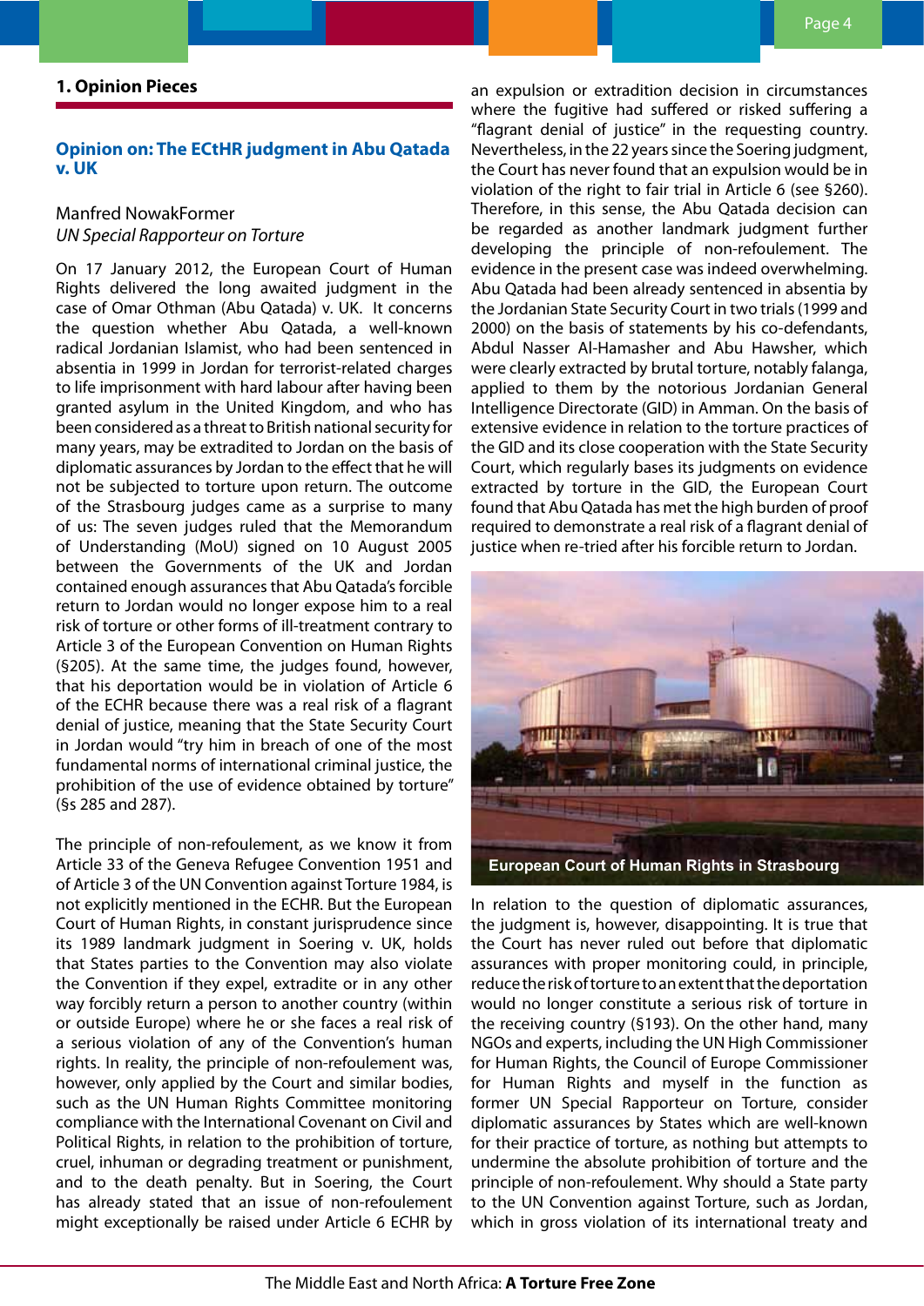## 1. Opinion Pieces

### Opinion on: The ECtHR judgment in Abu Qatada v. UK

Manfred NowakFormer
*UN Special Rapporteur on Torture*

On 17 January 2012, the European Court of Human Rights delivered the long awaited judgment in the case of Omar Othman (Abu Qatada) v. UK. It concerns the question whether Abu Qatada, a well-known radical Jordanian Islamist, who had been sentenced in absentia in 1999 in Jordan for terrorist-related charges to life imprisonment with hard labour after having been granted asylum in the United Kingdom, and who has been considered as a threat to British national security for many years, may be extradited to Jordan on the basis of diplomatic assurances by Jordan to the effect that he will not be subjected to torture upon return. The outcome of the Strasbourg judges came as a surprise to many of us: The seven judges ruled that the Memorandum of Understanding (MoU) signed on 10 August 2005 between the Governments of the UK and Jordan contained enough assurances that Abu Qatada's forcible return to Jordan would no longer expose him to a real risk of torture or other forms of ill-treatment contrary to Article 3 of the European Convention on Human Rights (§205). At the same time, the judges found, however, that his deportation would be in violation of Article 6 of the ECHR because there was a real risk of a flagrant denial of justice, meaning that the State Security Court in Jordan would "try him in breach of one of the most fundamental norms of international criminal justice, the prohibition of the use of evidence obtained by torture" (§s 285 and 287).

The principle of non-refoulement, as we know it from Article 33 of the Geneva Refugee Convention 1951 and of Article 3 of the UN Convention against Torture 1984, is not explicitly mentioned in the ECHR. But the European Court of Human Rights, in constant jurisprudence since its 1989 landmark judgment in Soering v. UK, holds that States parties to the Convention may also violate the Convention if they expel, extradite or in any other way forcibly return a person to another country (within or outside Europe) where he or she faces a real risk of a serious violation of any of the Convention's human rights. In reality, the principle of non-refoulement was, however, only applied by the Court and similar bodies, such as the UN Human Rights Committee monitoring compliance with the International Covenant on Civil and Political Rights, in relation to the prohibition of torture, cruel, inhuman or degrading treatment or punishment, and to the death penalty. But in Soering, the Court has already stated that an issue of non-refoulement might exceptionally be raised under Article 6 ECHR by an expulsion or extradition decision in circumstances where the fugitive had suffered or risked suffering a "flagrant denial of justice" in the requesting country. Nevertheless, in the 22 years since the Soering judgment, the Court has never found that an expulsion would be in violation of the right to fair trial in Article 6 (see §260). Therefore, in this sense, the Abu Qatada decision can be regarded as another landmark judgment further developing the principle of non-refoulement. The evidence in the present case was indeed overwhelming. Abu Qatada had been already sentenced in absentia by the Jordanian State Security Court in two trials (1999 and 2000) on the basis of statements by his co-defendants, Abdul Nasser Al-Hamasher and Abu Hawsher, which were clearly extracted by brutal torture, notably falanga, applied to them by the notorious Jordanian General Intelligence Directorate (GID) in Amman. On the basis of extensive evidence in relation to the torture practices of the GID and its close cooperation with the State Security Court, which regularly bases its judgments on evidence extracted by torture in the GID, the European Court found that Abu Qatada has met the high burden of proof required to demonstrate a real risk of a flagrant denial of justice when re-tried after his forcible return to Jordan.

European Court of Human Rights in Strasbourg

In relation to the question of diplomatic assurances, the judgment is, however, disappointing. It is true that the Court has never ruled out before that diplomatic assurances with proper monitoring could, in principle, reduce the risk of torture to an extent that the deportation would no longer constitute a serious risk of torture in the receiving country (§193). On the other hand, many NGOs and experts, including the UN High Commissioner for Human Rights, the Council of Europe Commissioner for Human Rights and myself in the function as former UN Special Rapporteur on Torture, consider diplomatic assurances by States which are well-known for their practice of torture, as nothing but attempts to undermine the absolute prohibition of torture and the principle of non-refoulement. Why should a State party to the UN Convention against Torture, such as Jordan, which in gross violation of its international treaty and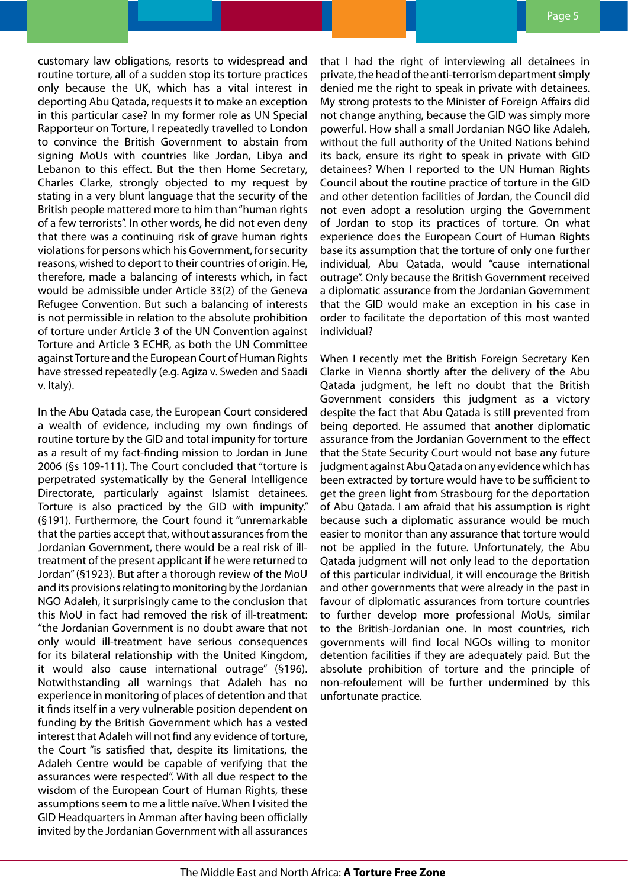customary law obligations, resorts to widespread and routine torture, all of a sudden stop its torture practices only because the UK, which has a vital interest in deporting Abu Qatada, requests it to make an exception in this particular case? In my former role as UN Special Rapporteur on Torture, I repeatedly travelled to London to convince the British Government to abstain from signing MoUs with countries like Jordan, Libya and Lebanon to this effect. But the then Home Secretary, Charles Clarke, strongly objected to my request by stating in a very blunt language that the security of the British people mattered more to him than "human rights of a few terrorists". In other words, he did not even deny that there was a continuing risk of grave human rights violations for persons which his Government, for security reasons, wished to deport to their countries of origin. He, therefore, made a balancing of interests which, in fact would be admissible under Article 33(2) of the Geneva Refugee Convention. But such a balancing of interests is not permissible in relation to the absolute prohibition of torture under Article 3 of the UN Convention against Torture and Article 3 ECHR, as both the UN Committee against Torture and the European Court of Human Rights have stressed repeatedly (e.g. Agiza v. Sweden and Saadi v. Italy).

In the Abu Qatada case, the European Court considered a wealth of evidence, including my own findings of routine torture by the GID and total impunity for torture as a result of my fact-finding mission to Jordan in June 2006 (§s 109-111). The Court concluded that "torture is perpetrated systematically by the General Intelligence Directorate, particularly against Islamist detainees. Torture is also practiced by the GID with impunity." (§191). Furthermore, the Court found it "unremarkable that the parties accept that, without assurances from the Jordanian Government, there would be a real risk of ill-treatment of the present applicant if he were returned to Jordan" (§1923). But after a thorough review of the MoU and its provisions relating to monitoring by the Jordanian NGO Adaleh, it surprisingly came to the conclusion that this MoU in fact had removed the risk of ill-treatment: "the Jordanian Government is no doubt aware that not only would ill-treatment have serious consequences for its bilateral relationship with the United Kingdom, it would also cause international outrage" (§196). Notwithstanding all warnings that Adaleh has no experience in monitoring of places of detention and that it finds itself in a very vulnerable position dependent on funding by the British Government which has a vested interest that Adaleh will not find any evidence of torture, the Court "is satisfied that, despite its limitations, the Adaleh Centre would be capable of verifying that the assurances were respected". With all due respect to the wisdom of the European Court of Human Rights, these assumptions seem to me a little naïve. When I visited the GID Headquarters in Amman after having been officially invited by the Jordanian Government with all assurances that I had the right of interviewing all detainees in private, the head of the anti-terrorism department simply denied me the right to speak in private with detainees. My strong protests to the Minister of Foreign Affairs did not change anything, because the GID was simply more powerful. How shall a small Jordanian NGO like Adaleh, without the full authority of the United Nations behind its back, ensure its right to speak in private with GID detainees? When I reported to the UN Human Rights Council about the routine practice of torture in the GID and other detention facilities of Jordan, the Council did not even adopt a resolution urging the Government of Jordan to stop its practices of torture. On what experience does the European Court of Human Rights base its assumption that the torture of only one further individual, Abu Qatada, would "cause international outrage". Only because the British Government received a diplomatic assurance from the Jordanian Government that the GID would make an exception in his case in order to facilitate the deportation of this most wanted individual?

When I recently met the British Foreign Secretary Ken Clarke in Vienna shortly after the delivery of the Abu Qatada judgment, he left no doubt that the British Government considers this judgment as a victory despite the fact that Abu Qatada is still prevented from being deported. He assumed that another diplomatic assurance from the Jordanian Government to the effect that the State Security Court would not base any future judgment against Abu Qatada on any evidence which has been extracted by torture would have to be sufficient to get the green light from Strasbourg for the deportation of Abu Qatada. I am afraid that his assumption is right because such a diplomatic assurance would be much easier to monitor than any assurance that torture would not be applied in the future. Unfortunately, the Abu Qatada judgment will not only lead to the deportation of this particular individual, it will encourage the British and other governments that were already in the past in favour of diplomatic assurances from torture countries to further develop more professional MoUs, similar to the British-Jordanian one. In most countries, rich governments will find local NGOs willing to monitor detention facilities if they are adequately paid. But the absolute prohibition of torture and the principle of non-refoulement will be further undermined by this unfortunate practice.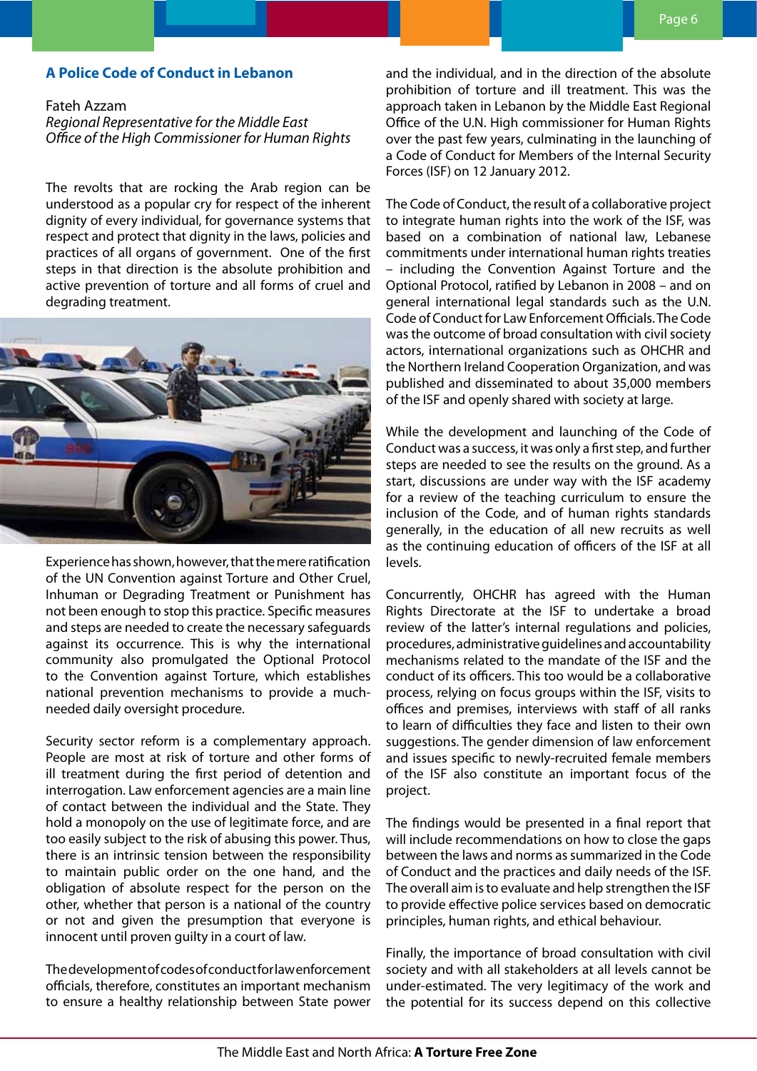## A Police Code of Conduct in Lebanon

Fateh Azzam
*Regional Representative for the Middle East*
*Office of the High Commissioner for Human Rights*

The revolts that are rocking the Arab region can be understood as a popular cry for respect of the inherent dignity of every individual, for governance systems that respect and protect that dignity in the laws, policies and practices of all organs of government. One of the first steps in that direction is the absolute prohibition and active prevention of torture and all forms of cruel and degrading treatment.

Experience has shown, however, that the mere ratification of the UN Convention against Torture and Other Cruel, Inhuman or Degrading Treatment or Punishment has not been enough to stop this practice. Specific measures and steps are needed to create the necessary safeguards against its occurrence. This is why the international community also promulgated the Optional Protocol to the Convention against Torture, which establishes national prevention mechanisms to provide a much-needed daily oversight procedure.

Security sector reform is a complementary approach. People are most at risk of torture and other forms of ill treatment during the first period of detention and interrogation. Law enforcement agencies are a main line of contact between the individual and the State. They hold a monopoly on the use of legitimate force, and are too easily subject to the risk of abusing this power. Thus, there is an intrinsic tension between the responsibility to maintain public order on the one hand, and the obligation of absolute respect for the person on the other, whether that person is a national of the country or not and given the presumption that everyone is innocent until proven guilty in a court of law.

The development of codes of conduct for law enforcement officials, therefore, constitutes an important mechanism to ensure a healthy relationship between State power and the individual, and in the direction of the absolute prohibition of torture and ill treatment. This was the approach taken in Lebanon by the Middle East Regional Office of the U.N. High commissioner for Human Rights over the past few years, culminating in the launching of a Code of Conduct for Members of the Internal Security Forces (ISF) on 12 January 2012.

The Code of Conduct, the result of a collaborative project to integrate human rights into the work of the ISF, was based on a combination of national law, Lebanese commitments under international human rights treaties – including the Convention Against Torture and the Optional Protocol, ratified by Lebanon in 2008 – and on general international legal standards such as the U.N. Code of Conduct for Law Enforcement Officials. The Code was the outcome of broad consultation with civil society actors, international organizations such as OHCHR and the Northern Ireland Cooperation Organization, and was published and disseminated to about 35,000 members of the ISF and openly shared with society at large.

While the development and launching of the Code of Conduct was a success, it was only a first step, and further steps are needed to see the results on the ground. As a start, discussions are under way with the ISF academy for a review of the teaching curriculum to ensure the inclusion of the Code, and of human rights standards generally, in the education of all new recruits as well as the continuing education of officers of the ISF at all levels.

Concurrently, OHCHR has agreed with the Human Rights Directorate at the ISF to undertake a broad review of the latter's internal regulations and policies, procedures, administrative guidelines and accountability mechanisms related to the mandate of the ISF and the conduct of its officers. This too would be a collaborative process, relying on focus groups within the ISF, visits to offices and premises, interviews with staff of all ranks to learn of difficulties they face and listen to their own suggestions. The gender dimension of law enforcement and issues specific to newly-recruited female members of the ISF also constitute an important focus of the project.

The findings would be presented in a final report that will include recommendations on how to close the gaps between the laws and norms as summarized in the Code of Conduct and the practices and daily needs of the ISF. The overall aim is to evaluate and help strengthen the ISF to provide effective police services based on democratic principles, human rights, and ethical behaviour.

Finally, the importance of broad consultation with civil society and with all stakeholders at all levels cannot be under-estimated. The very legitimacy of the work and the potential for its success depend on this collective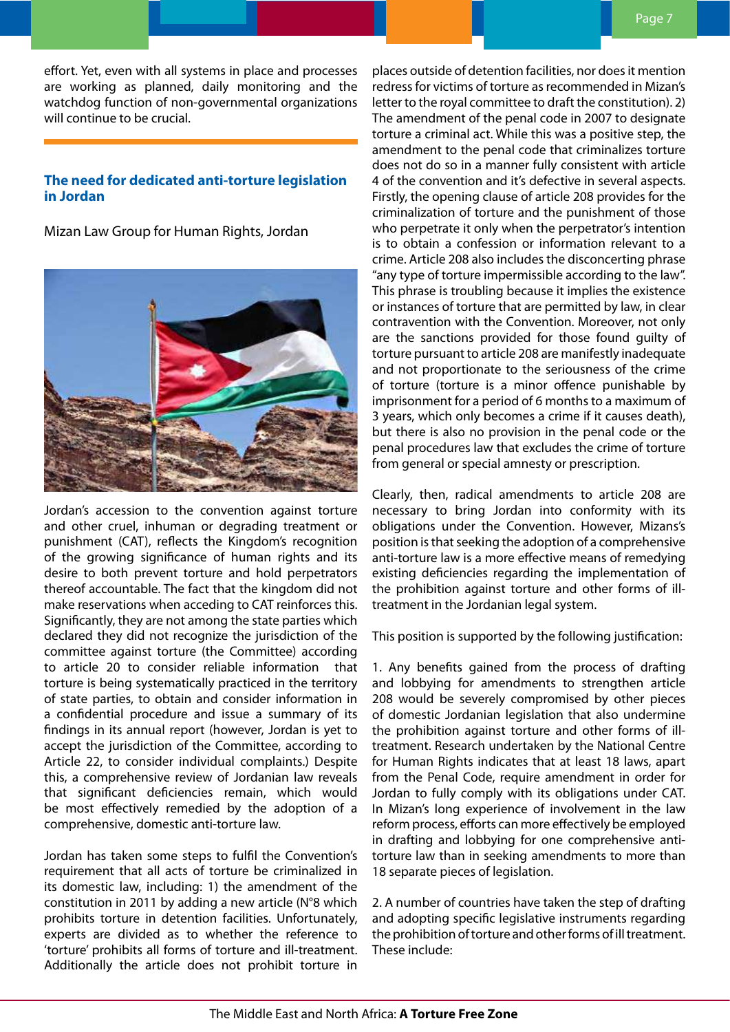effort. Yet, even with all systems in place and processes are working as planned, daily monitoring and the watchdog function of non-governmental organizations will continue to be crucial.

## The need for dedicated anti-torture legislation in Jordan

Mizan Law Group for Human Rights, Jordan

Jordan's accession to the convention against torture and other cruel, inhuman or degrading treatment or punishment (CAT), reflects the Kingdom's recognition of the growing significance of human rights and its desire to both prevent torture and hold perpetrators thereof accountable. The fact that the kingdom did not make reservations when acceding to CAT reinforces this. Significantly, they are not among the state parties which declared they did not recognize the jurisdiction of the committee against torture (the Committee) according to article 20 to consider reliable information that torture is being systematically practiced in the territory of state parties, to obtain and consider information in a confidential procedure and issue a summary of its findings in its annual report (however, Jordan is yet to accept the jurisdiction of the Committee, according to Article 22, to consider individual complaints.) Despite this, a comprehensive review of Jordanian law reveals that significant deficiencies remain, which would be most effectively remedied by the adoption of a comprehensive, domestic anti-torture law.

Jordan has taken some steps to fulfil the Convention's requirement that all acts of torture be criminalized in its domestic law, including: 1) the amendment of the constitution in 2011 by adding a new article (N°8 which prohibits torture in detention facilities. Unfortunately, experts are divided as to whether the reference to 'torture' prohibits all forms of torture and ill-treatment. Additionally the article does not prohibit torture in places outside of detention facilities, nor does it mention redress for victims of torture as recommended in Mizan's letter to the royal committee to draft the constitution). 2) The amendment of the penal code in 2007 to designate torture a criminal act. While this was a positive step, the amendment to the penal code that criminalizes torture does not do so in a manner fully consistent with article 4 of the convention and it's defective in several aspects. Firstly, the opening clause of article 208 provides for the criminalization of torture and the punishment of those who perpetrate it only when the perpetrator's intention is to obtain a confession or information relevant to a crime. Article 208 also includes the disconcerting phrase "any type of torture impermissible according to the law". This phrase is troubling because it implies the existence or instances of torture that are permitted by law, in clear contravention with the Convention. Moreover, not only are the sanctions provided for those found guilty of torture pursuant to article 208 are manifestly inadequate and not proportionate to the seriousness of the crime of torture (torture is a minor offence punishable by imprisonment for a period of 6 months to a maximum of 3 years, which only becomes a crime if it causes death), but there is also no provision in the penal code or the penal procedures law that excludes the crime of torture from general or special amnesty or prescription.

Clearly, then, radical amendments to article 208 are necessary to bring Jordan into conformity with its obligations under the Convention. However, Mizans's position is that seeking the adoption of a comprehensive anti-torture law is a more effective means of remedying existing deficiencies regarding the implementation of the prohibition against torture and other forms of ill-treatment in the Jordanian legal system.

This position is supported by the following justification:

1. Any benefits gained from the process of drafting and lobbying for amendments to strengthen article 208 would be severely compromised by other pieces of domestic Jordanian legislation that also undermine the prohibition against torture and other forms of ill-treatment. Research undertaken by the National Centre for Human Rights indicates that at least 18 laws, apart from the Penal Code, require amendment in order for Jordan to fully comply with its obligations under CAT. In Mizan's long experience of involvement in the law reform process, efforts can more effectively be employed in drafting and lobbying for one comprehensive anti-torture law than in seeking amendments to more than 18 separate pieces of legislation.

2. A number of countries have taken the step of drafting and adopting specific legislative instruments regarding the prohibition of torture and other forms of ill treatment. These include: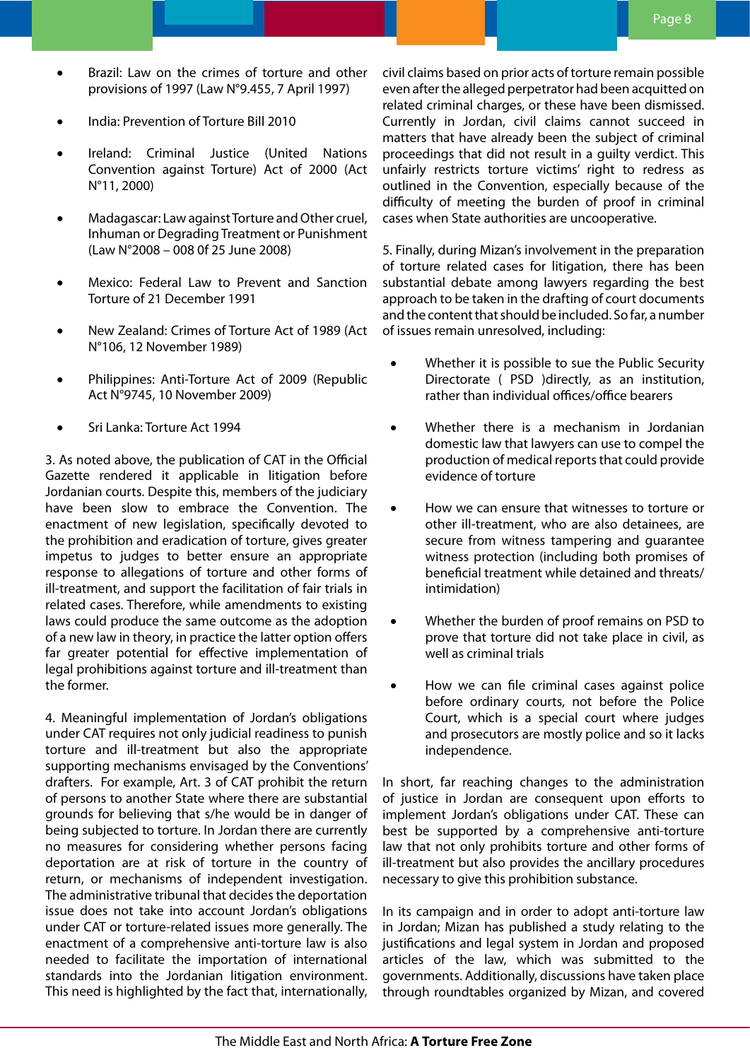- Brazil: Law on the crimes of torture and other provisions of 1997 (Law N°9.455, 7 April 1997)
- India: Prevention of Torture Bill 2010
- Ireland: Criminal Justice (United Nations Convention against Torture) Act of 2000 (Act N°11, 2000)
- Madagascar: Law against Torture and Other cruel, Inhuman or Degrading Treatment or Punishment (Law N°2008 – 008 0f 25 June 2008)
- Mexico: Federal Law to Prevent and Sanction Torture of 21 December 1991
- New Zealand: Crimes of Torture Act of 1989 (Act N°106, 12 November 1989)
- Philippines: Anti-Torture Act of 2009 (Republic Act N°9745, 10 November 2009)
- Sri Lanka: Torture Act 1994

3. As noted above, the publication of CAT in the Official Gazette rendered it applicable in litigation before Jordanian courts. Despite this, members of the judiciary have been slow to embrace the Convention. The enactment of new legislation, specifically devoted to the prohibition and eradication of torture, gives greater impetus to judges to better ensure an appropriate response to allegations of torture and other forms of ill-treatment, and support the facilitation of fair trials in related cases. Therefore, while amendments to existing laws could produce the same outcome as the adoption of a new law in theory, in practice the latter option offers far greater potential for effective implementation of legal prohibitions against torture and ill-treatment than the former.

4. Meaningful implementation of Jordan's obligations under CAT requires not only judicial readiness to punish torture and ill-treatment but also the appropriate supporting mechanisms envisaged by the Conventions' drafters. For example, Art. 3 of CAT prohibit the return of persons to another State where there are substantial grounds for believing that s/he would be in danger of being subjected to torture. In Jordan there are currently no measures for considering whether persons facing deportation are at risk of torture in the country of return, or mechanisms of independent investigation. The administrative tribunal that decides the deportation issue does not take into account Jordan's obligations under CAT or torture-related issues more generally. The enactment of a comprehensive anti-torture law is also needed to facilitate the importation of international standards into the Jordanian litigation environment. This need is highlighted by the fact that, internationally, civil claims based on prior acts of torture remain possible even after the alleged perpetrator had been acquitted on related criminal charges, or these have been dismissed. Currently in Jordan, civil claims cannot succeed in matters that have already been the subject of criminal proceedings that did not result in a guilty verdict. This unfairly restricts torture victims' right to redress as outlined in the Convention, especially because of the difficulty of meeting the burden of proof in criminal cases when State authorities are uncooperative.

5. Finally, during Mizan's involvement in the preparation of torture related cases for litigation, there has been substantial debate among lawyers regarding the best approach to be taken in the drafting of court documents and the content that should be included. So far, a number of issues remain unresolved, including:

- Whether it is possible to sue the Public Security Directorate ( PSD )directly, as an institution, rather than individual offices/office bearers
- Whether there is a mechanism in Jordanian domestic law that lawyers can use to compel the production of medical reports that could provide evidence of torture
- How we can ensure that witnesses to torture or other ill-treatment, who are also detainees, are secure from witness tampering and guarantee witness protection (including both promises of beneficial treatment while detained and threats/ intimidation)
- Whether the burden of proof remains on PSD to prove that torture did not take place in civil, as well as criminal trials
- How we can file criminal cases against police before ordinary courts, not before the Police Court, which is a special court where judges and prosecutors are mostly police and so it lacks independence.

In short, far reaching changes to the administration of justice in Jordan are consequent upon efforts to implement Jordan's obligations under CAT. These can best be supported by a comprehensive anti-torture law that not only prohibits torture and other forms of ill-treatment but also provides the ancillary procedures necessary to give this prohibition substance.

In its campaign and in order to adopt anti-torture law in Jordan; Mizan has published a study relating to the justifications and legal system in Jordan and proposed articles of the law, which was submitted to the governments. Additionally, discussions have taken place through roundtables organized by Mizan, and covered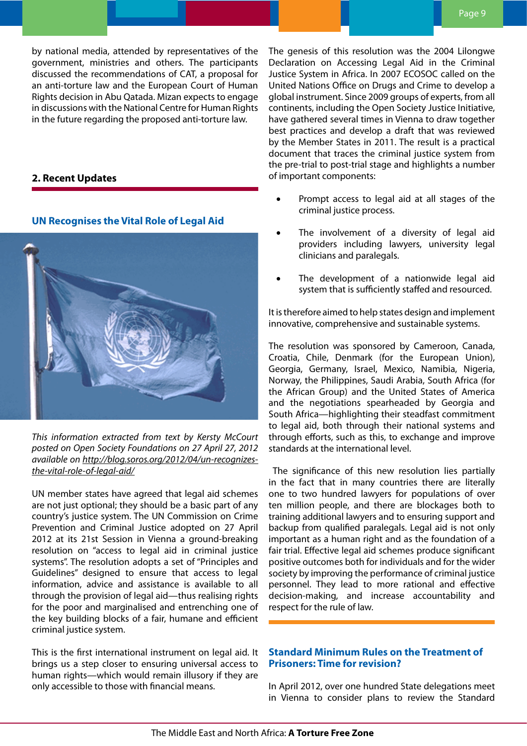by national media, attended by representatives of the government, ministries and others. The participants discussed the recommendations of CAT, a proposal for an anti-torture law and the European Court of Human Rights decision in Abu Qatada. Mizan expects to engage in discussions with the National Centre for Human Rights in the future regarding the proposed anti-torture law.

## 2. Recent Updates

### UN Recognises the Vital Role of Legal Aid

*This information extracted from text by Kersty McCourt posted on Open Society Foundations on 27 April 27, 2012 available on http://blog.soros.org/2012/04/un-recognizes-the-vital-role-of-legal-aid/*

UN member states have agreed that legal aid schemes are not just optional; they should be a basic part of any country's justice system. The UN Commission on Crime Prevention and Criminal Justice adopted on 27 April 2012 at its 21st Session in Vienna a ground-breaking resolution on "access to legal aid in criminal justice systems". The resolution adopts a set of "Principles and Guidelines" designed to ensure that access to legal information, advice and assistance is available to all through the provision of legal aid—thus realising rights for the poor and marginalised and entrenching one of the key building blocks of a fair, humane and efficient criminal justice system.

This is the first international instrument on legal aid. It brings us a step closer to ensuring universal access to human rights—which would remain illusory if they are only accessible to those with financial means.

The genesis of this resolution was the 2004 Lilongwe Declaration on Accessing Legal Aid in the Criminal Justice System in Africa. In 2007 ECOSOC called on the United Nations Office on Drugs and Crime to develop a global instrument. Since 2009 groups of experts, from all continents, including the Open Society Justice Initiative, have gathered several times in Vienna to draw together best practices and develop a draft that was reviewed by the Member States in 2011. The result is a practical document that traces the criminal justice system from the pre-trial to post-trial stage and highlights a number of important components:

- Prompt access to legal aid at all stages of the criminal justice process.
- The involvement of a diversity of legal aid providers including lawyers, university legal clinicians and paralegals.
- The development of a nationwide legal aid system that is sufficiently staffed and resourced.

It is therefore aimed to help states design and implement innovative, comprehensive and sustainable systems.

The resolution was sponsored by Cameroon, Canada, Croatia, Chile, Denmark (for the European Union), Georgia, Germany, Israel, Mexico, Namibia, Nigeria, Norway, the Philippines, Saudi Arabia, South Africa (for the African Group) and the United States of America and the negotiations spearheaded by Georgia and South Africa—highlighting their steadfast commitment to legal aid, both through their national systems and through efforts, such as this, to exchange and improve standards at the international level.

The significance of this new resolution lies partially in the fact that in many countries there are literally one to two hundred lawyers for populations of over ten million people, and there are blockages both to training additional lawyers and to ensuring support and backup from qualified paralegals. Legal aid is not only important as a human right and as the foundation of a fair trial. Effective legal aid schemes produce significant positive outcomes both for individuals and for the wider society by improving the performance of criminal justice personnel. They lead to more rational and effective decision-making, and increase accountability and respect for the rule of law.

### Standard Minimum Rules on the Treatment of Prisoners: Time for revision?

In April 2012, over one hundred State delegations meet in Vienna to consider plans to review the Standard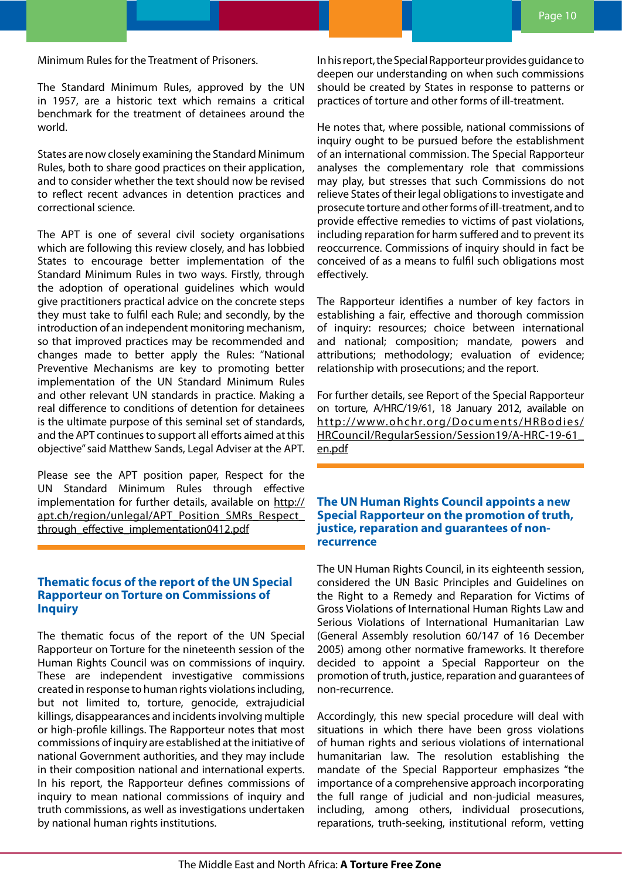Minimum Rules for the Treatment of Prisoners.

The Standard Minimum Rules, approved by the UN in 1957, are a historic text which remains a critical benchmark for the treatment of detainees around the world.

States are now closely examining the Standard Minimum Rules, both to share good practices on their application, and to consider whether the text should now be revised to reflect recent advances in detention practices and correctional science.

The APT is one of several civil society organisations which are following this review closely, and has lobbied States to encourage better implementation of the Standard Minimum Rules in two ways. Firstly, through the adoption of operational guidelines which would give practitioners practical advice on the concrete steps they must take to fulfil each Rule; and secondly, by the introduction of an independent monitoring mechanism, so that improved practices may be recommended and changes made to better apply the Rules: "National Preventive Mechanisms are key to promoting better implementation of the UN Standard Minimum Rules and other relevant UN standards in practice. Making a real difference to conditions of detention for detainees is the ultimate purpose of this seminal set of standards, and the APT continues to support all efforts aimed at this objective" said Matthew Sands, Legal Adviser at the APT.

Please see the APT position paper, Respect for the UN Standard Minimum Rules through effective implementation for further details, available on http://apt.ch/region/unlegal/APT_Position_SMRs_Respect_through_effective_implementation0412.pdf

## Thematic focus of the report of the UN Special Rapporteur on Torture on Commissions of Inquiry

The thematic focus of the report of the UN Special Rapporteur on Torture for the nineteenth session of the Human Rights Council was on commissions of inquiry. These are independent investigative commissions created in response to human rights violations including, but not limited to, torture, genocide, extrajudicial killings, disappearances and incidents involving multiple or high-profile killings. The Rapporteur notes that most commissions of inquiry are established at the initiative of national Government authorities, and they may include in their composition national and international experts. In his report, the Rapporteur defines commissions of inquiry to mean national commissions of inquiry and truth commissions, as well as investigations undertaken by national human rights institutions.

In his report, the Special Rapporteur provides guidance to deepen our understanding on when such commissions should be created by States in response to patterns or practices of torture and other forms of ill-treatment.

He notes that, where possible, national commissions of inquiry ought to be pursued before the establishment of an international commission. The Special Rapporteur analyses the complementary role that commissions may play, but stresses that such Commissions do not relieve States of their legal obligations to investigate and prosecute torture and other forms of ill-treatment, and to provide effective remedies to victims of past violations, including reparation for harm suffered and to prevent its reoccurrence. Commissions of inquiry should in fact be conceived of as a means to fulfil such obligations most effectively.

The Rapporteur identifies a number of key factors in establishing a fair, effective and thorough commission of inquiry: resources; choice between international and national; composition; mandate, powers and attributions; methodology; evaluation of evidence; relationship with prosecutions; and the report.

For further details, see Report of the Special Rapporteur on torture, A/HRC/19/61, 18 January 2012, available on http://www.ohchr.org/Documents/HRBodies/HRCouncil/RegularSession/Session19/A-HRC-19-61_en.pdf

## The UN Human Rights Council appoints a new Special Rapporteur on the promotion of truth, justice, reparation and guarantees of non-recurrence

The UN Human Rights Council, in its eighteenth session, considered the UN Basic Principles and Guidelines on the Right to a Remedy and Reparation for Victims of Gross Violations of International Human Rights Law and Serious Violations of International Humanitarian Law (General Assembly resolution 60/147 of 16 December 2005) among other normative frameworks. It therefore decided to appoint a Special Rapporteur on the promotion of truth, justice, reparation and guarantees of non-recurrence.

Accordingly, this new special procedure will deal with situations in which there have been gross violations of human rights and serious violations of international humanitarian law. The resolution establishing the mandate of the Special Rapporteur emphasizes "the importance of a comprehensive approach incorporating the full range of judicial and non-judicial measures, including, among others, individual prosecutions, reparations, truth-seeking, institutional reform, vetting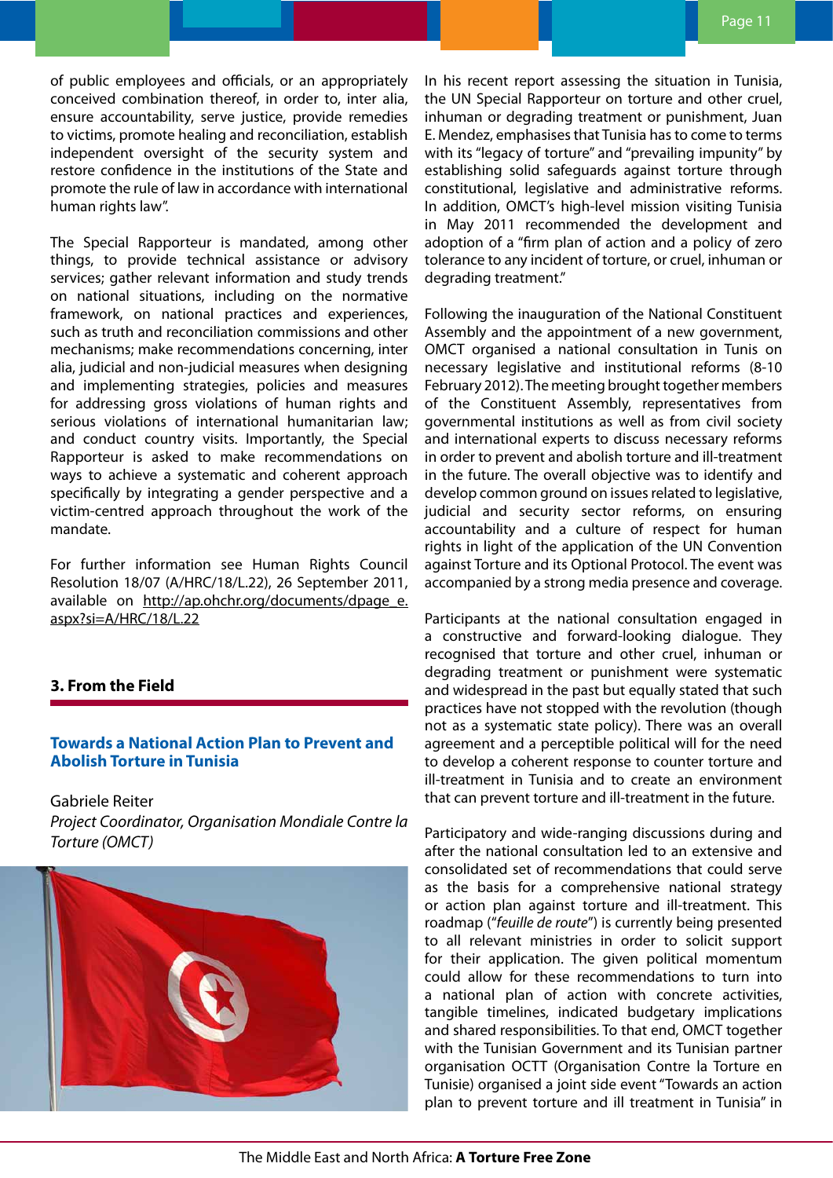of public employees and officials, or an appropriately conceived combination thereof, in order to, inter alia, ensure accountability, serve justice, provide remedies to victims, promote healing and reconciliation, establish independent oversight of the security system and restore confidence in the institutions of the State and promote the rule of law in accordance with international human rights law".

The Special Rapporteur is mandated, among other things, to provide technical assistance or advisory services; gather relevant information and study trends on national situations, including on the normative framework, on national practices and experiences, such as truth and reconciliation commissions and other mechanisms; make recommendations concerning, inter alia, judicial and non-judicial measures when designing and implementing strategies, policies and measures for addressing gross violations of human rights and serious violations of international humanitarian law; and conduct country visits. Importantly, the Special Rapporteur is asked to make recommendations on ways to achieve a systematic and coherent approach specifically by integrating a gender perspective and a victim-centred approach throughout the work of the mandate.

For further information see Human Rights Council Resolution 18/07 (A/HRC/18/L.22), 26 September 2011, available on http://ap.ohchr.org/documents/dpage_e.aspx?si=A/HRC/18/L.22

## 3. From the Field

### Towards a National Action Plan to Prevent and Abolish Torture in Tunisia

Gabriele Reiter
*Project Coordinator, Organisation Mondiale Contre la Torture (OMCT)*

In his recent report assessing the situation in Tunisia, the UN Special Rapporteur on torture and other cruel, inhuman or degrading treatment or punishment, Juan E. Mendez, emphasises that Tunisia has to come to terms with its "legacy of torture" and "prevailing impunity" by establishing solid safeguards against torture through constitutional, legislative and administrative reforms. In addition, OMCT's high-level mission visiting Tunisia in May 2011 recommended the development and adoption of a "firm plan of action and a policy of zero tolerance to any incident of torture, or cruel, inhuman or degrading treatment."

Following the inauguration of the National Constituent Assembly and the appointment of a new government, OMCT organised a national consultation in Tunis on necessary legislative and institutional reforms (8-10 February 2012). The meeting brought together members of the Constituent Assembly, representatives from governmental institutions as well as from civil society and international experts to discuss necessary reforms in order to prevent and abolish torture and ill-treatment in the future. The overall objective was to identify and develop common ground on issues related to legislative, judicial and security sector reforms, on ensuring accountability and a culture of respect for human rights in light of the application of the UN Convention against Torture and its Optional Protocol. The event was accompanied by a strong media presence and coverage.

Participants at the national consultation engaged in a constructive and forward-looking dialogue. They recognised that torture and other cruel, inhuman or degrading treatment or punishment were systematic and widespread in the past but equally stated that such practices have not stopped with the revolution (though not as a systematic state policy). There was an overall agreement and a perceptible political will for the need to develop a coherent response to counter torture and ill-treatment in Tunisia and to create an environment that can prevent torture and ill-treatment in the future.

Participatory and wide-ranging discussions during and after the national consultation led to an extensive and consolidated set of recommendations that could serve as the basis for a comprehensive national strategy or action plan against torture and ill-treatment. This roadmap ("*feuille de route*") is currently being presented to all relevant ministries in order to solicit support for their application. The given political momentum could allow for these recommendations to turn into a national plan of action with concrete activities, tangible timelines, indicated budgetary implications and shared responsibilities. To that end, OMCT together with the Tunisian Government and its Tunisian partner organisation OCTT (Organisation Contre la Torture en Tunisie) organised a joint side event "Towards an action plan to prevent torture and ill treatment in Tunisia" in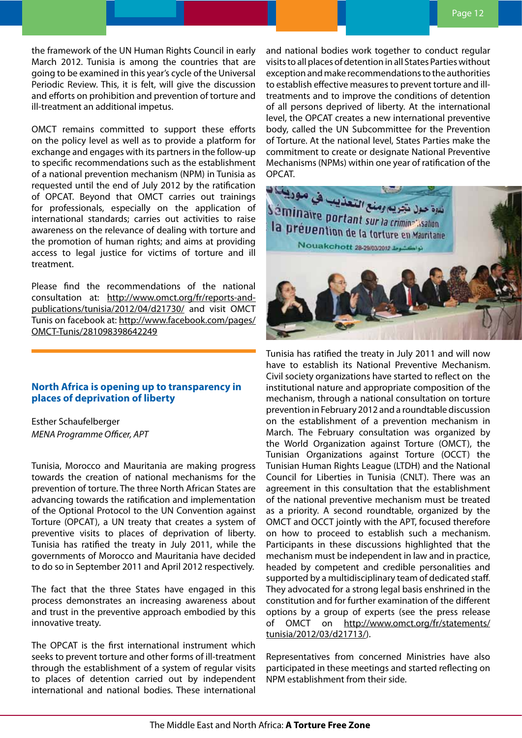the framework of the UN Human Rights Council in early March 2012. Tunisia is among the countries that are going to be examined in this year's cycle of the Universal Periodic Review. This, it is felt, will give the discussion and efforts on prohibition and prevention of torture and ill-treatment an additional impetus.

OMCT remains committed to support these efforts on the policy level as well as to provide a platform for exchange and engages with its partners in the follow-up to specific recommendations such as the establishment of a national prevention mechanism (NPM) in Tunisia as requested until the end of July 2012 by the ratification of OPCAT. Beyond that OMCT carries out trainings for professionals, especially on the application of international standards; carries out activities to raise awareness on the relevance of dealing with torture and the promotion of human rights; and aims at providing access to legal justice for victims of torture and ill treatment.

Please find the recommendations of the national consultation at: http://www.omct.org/fr/reports-and-publications/tunisia/2012/04/d21730/ and visit OMCT Tunis on facebook at: http://www.facebook.com/pages/OMCT-Tunis/281098398642249

## North Africa is opening up to transparency in places of deprivation of liberty

Esther Schaufelberger
*MENA Programme Officer, APT*

Tunisia, Morocco and Mauritania are making progress towards the creation of national mechanisms for the prevention of torture. The three North African States are advancing towards the ratification and implementation of the Optional Protocol to the UN Convention against Torture (OPCAT), a UN treaty that creates a system of preventive visits to places of deprivation of liberty. Tunisia has ratified the treaty in July 2011, while the governments of Morocco and Mauritania have decided to do so in September 2011 and April 2012 respectively.

The fact that the three States have engaged in this process demonstrates an increasing awareness about and trust in the preventive approach embodied by this innovative treaty.

The OPCAT is the first international instrument which seeks to prevent torture and other forms of ill-treatment through the establishment of a system of regular visits to places of detention carried out by independent international and national bodies. These international and national bodies work together to conduct regular visits to all places of detention in all States Parties without exception and make recommendations to the authorities to establish effective measures to prevent torture and ill-treatments and to improve the conditions of detention of all persons deprived of liberty. At the international level, the OPCAT creates a new international preventive body, called the UN Subcommittee for the Prevention of Torture. At the national level, States Parties make the commitment to create or designate National Preventive Mechanisms (NPMs) within one year of ratification of the OPCAT.

Tunisia has ratified the treaty in July 2011 and will now have to establish its National Preventive Mechanism. Civil society organizations have started to reflect on the institutional nature and appropriate composition of the mechanism, through a national consultation on torture prevention in February 2012 and a roundtable discussion on the establishment of a prevention mechanism in March. The February consultation was organized by the World Organization against Torture (OMCT), the Tunisian Organizations against Torture (OCCT) the Tunisian Human Rights League (LTDH) and the National Council for Liberties in Tunisia (CNLT). There was an agreement in this consultation that the establishment of the national preventive mechanism must be treated as a priority. A second roundtable, organized by the OMCT and OCCT jointly with the APT, focused therefore on how to proceed to establish such a mechanism. Participants in these discussions highlighted that the mechanism must be independent in law and in practice, headed by competent and credible personalities and supported by a multidisciplinary team of dedicated staff. They advocated for a strong legal basis enshrined in the constitution and for further examination of the different options by a group of experts (see the press release of OMCT on http://www.omct.org/fr/statements/tunisia/2012/03/d21713/).

Representatives from concerned Ministries have also participated in these meetings and started reflecting on NPM establishment from their side.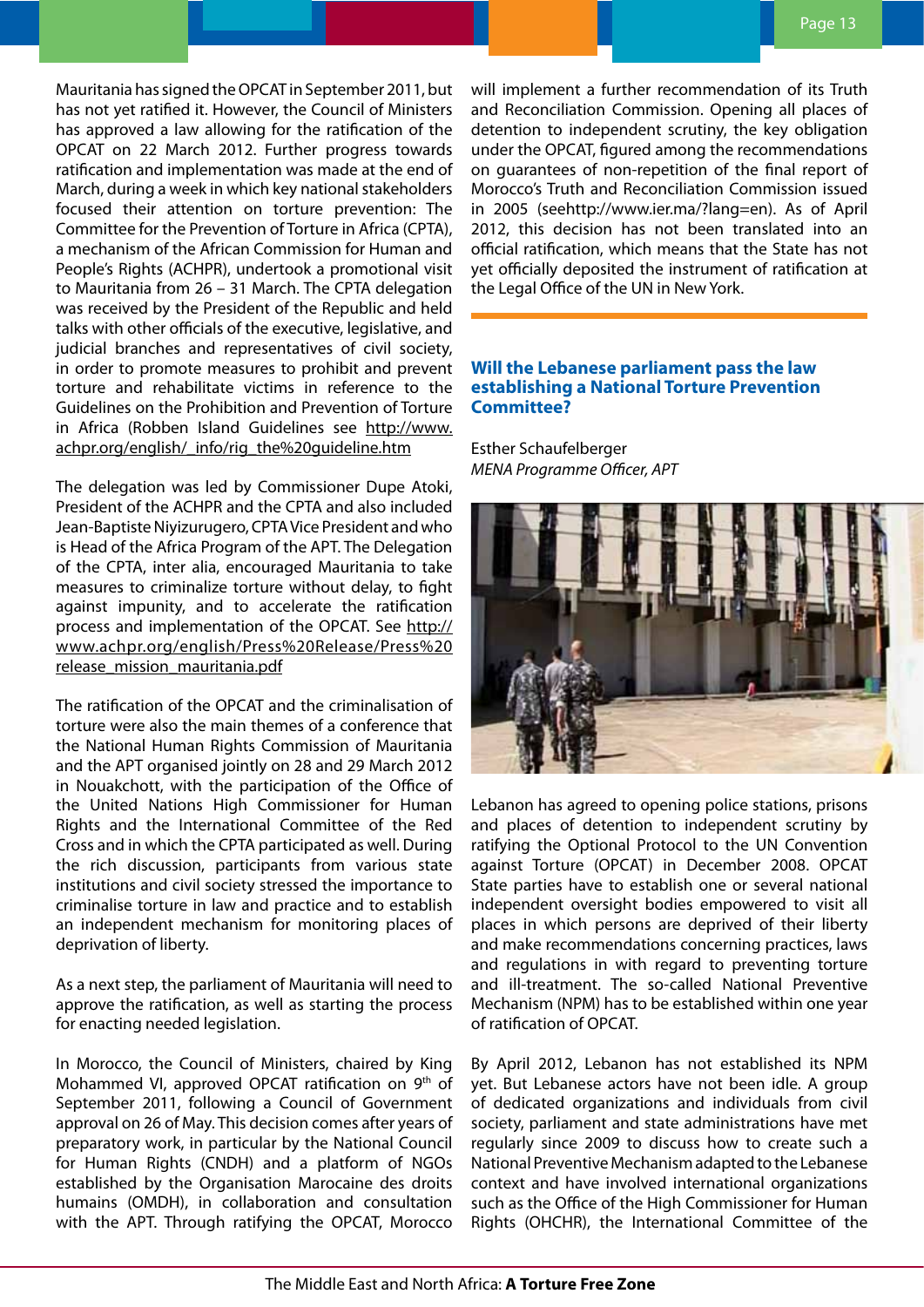Mauritania has signed the OPCAT in September 2011, but has not yet ratified it. However, the Council of Ministers has approved a law allowing for the ratification of the OPCAT on 22 March 2012. Further progress towards ratification and implementation was made at the end of March, during a week in which key national stakeholders focused their attention on torture prevention: The Committee for the Prevention of Torture in Africa (CPTA), a mechanism of the African Commission for Human and People's Rights (ACHPR), undertook a promotional visit to Mauritania from 26 – 31 March. The CPTA delegation was received by the President of the Republic and held talks with other officials of the executive, legislative, and judicial branches and representatives of civil society, in order to promote measures to prohibit and prevent torture and rehabilitate victims in reference to the Guidelines on the Prohibition and Prevention of Torture in Africa (Robben Island Guidelines see http://www.achpr.org/english/_info/rig_the%20guideline.htm

The delegation was led by Commissioner Dupe Atoki, President of the ACHPR and the CPTA and also included Jean-Baptiste Niyizurugero, CPTA Vice President and who is Head of the Africa Program of the APT. The Delegation of the CPTA, inter alia, encouraged Mauritania to take measures to criminalize torture without delay, to fight against impunity, and to accelerate the ratification process and implementation of the OPCAT. See http://www.achpr.org/english/Press%20Release/Press%20release_mission_mauritania.pdf

The ratification of the OPCAT and the criminalisation of torture were also the main themes of a conference that the National Human Rights Commission of Mauritania and the APT organised jointly on 28 and 29 March 2012 in Nouakchott, with the participation of the Office of the United Nations High Commissioner for Human Rights and the International Committee of the Red Cross and in which the CPTA participated as well. During the rich discussion, participants from various state institutions and civil society stressed the importance to criminalise torture in law and practice and to establish an independent mechanism for monitoring places of deprivation of liberty.

As a next step, the parliament of Mauritania will need to approve the ratification, as well as starting the process for enacting needed legislation.

In Morocco, the Council of Ministers, chaired by King Mohammed VI, approved OPCAT ratification on 9th of September 2011, following a Council of Government approval on 26 of May. This decision comes after years of preparatory work, in particular by the National Council for Human Rights (CNDH) and a platform of NGOs established by the Organisation Marocaine des droits humains (OMDH), in collaboration and consultation with the APT. Through ratifying the OPCAT, Morocco will implement a further recommendation of its Truth and Reconciliation Commission. Opening all places of detention to independent scrutiny, the key obligation under the OPCAT, figured among the recommendations on guarantees of non-repetition of the final report of Morocco's Truth and Reconciliation Commission issued in 2005 (seehttp://www.ier.ma/?lang=en). As of April 2012, this decision has not been translated into an official ratification, which means that the State has not yet officially deposited the instrument of ratification at the Legal Office of the UN in New York.

## Will the Lebanese parliament pass the law establishing a National Torture Prevention Committee?

Esther Schaufelberger
*MENA Programme Officer, APT*

Lebanon has agreed to opening police stations, prisons and places of detention to independent scrutiny by ratifying the Optional Protocol to the UN Convention against Torture (OPCAT) in December 2008. OPCAT State parties have to establish one or several national independent oversight bodies empowered to visit all places in which persons are deprived of their liberty and make recommendations concerning practices, laws and regulations in with regard to preventing torture and ill-treatment. The so-called National Preventive Mechanism (NPM) has to be established within one year of ratification of OPCAT.

By April 2012, Lebanon has not established its NPM yet. But Lebanese actors have not been idle. A group of dedicated organizations and individuals from civil society, parliament and state administrations have met regularly since 2009 to discuss how to create such a National Preventive Mechanism adapted to the Lebanese context and have involved international organizations such as the Office of the High Commissioner for Human Rights (OHCHR), the International Committee of the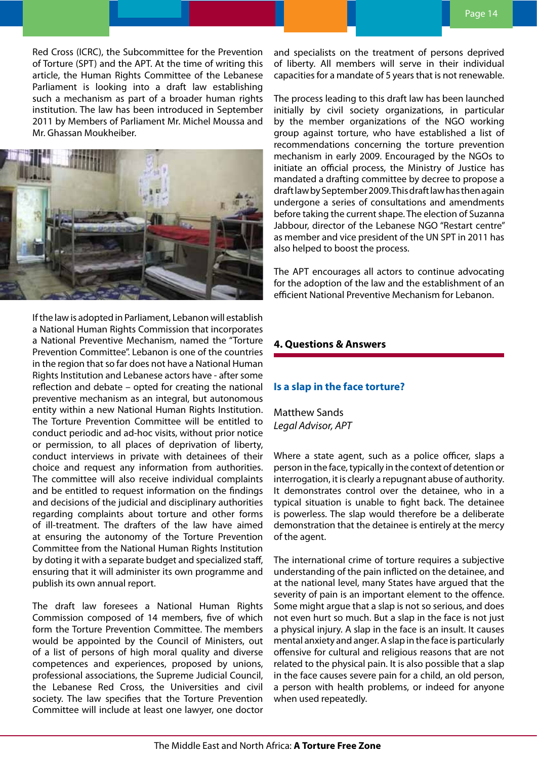Red Cross (ICRC), the Subcommittee for the Prevention of Torture (SPT) and the APT. At the time of writing this article, the Human Rights Committee of the Lebanese Parliament is looking into a draft law establishing such a mechanism as part of a broader human rights institution. The law has been introduced in September 2011 by Members of Parliament Mr. Michel Moussa and Mr. Ghassan Moukheiber.

If the law is adopted in Parliament, Lebanon will establish a National Human Rights Commission that incorporates a National Preventive Mechanism, named the "Torture Prevention Committee". Lebanon is one of the countries in the region that so far does not have a National Human Rights Institution and Lebanese actors have - after some reflection and debate – opted for creating the national preventive mechanism as an integral, but autonomous entity within a new National Human Rights Institution. The Torture Prevention Committee will be entitled to conduct periodic and ad-hoc visits, without prior notice or permission, to all places of deprivation of liberty, conduct interviews in private with detainees of their choice and request any information from authorities. The committee will also receive individual complaints and be entitled to request information on the findings and decisions of the judicial and disciplinary authorities regarding complaints about torture and other forms of ill-treatment. The drafters of the law have aimed at ensuring the autonomy of the Torture Prevention Committee from the National Human Rights Institution by doting it with a separate budget and specialized staff, ensuring that it will administer its own programme and publish its own annual report.

The draft law foresees a National Human Rights Commission composed of 14 members, five of which form the Torture Prevention Committee. The members would be appointed by the Council of Ministers, out of a list of persons of high moral quality and diverse competences and experiences, proposed by unions, professional associations, the Supreme Judicial Council, the Lebanese Red Cross, the Universities and civil society. The law specifies that the Torture Prevention Committee will include at least one lawyer, one doctor and specialists on the treatment of persons deprived of liberty. All members will serve in their individual capacities for a mandate of 5 years that is not renewable.

The process leading to this draft law has been launched initially by civil society organizations, in particular by the member organizations of the NGO working group against torture, who have established a list of recommendations concerning the torture prevention mechanism in early 2009. Encouraged by the NGOs to initiate an official process, the Ministry of Justice has mandated a drafting committee by decree to propose a draft law by September 2009. This draft law has then again undergone a series of consultations and amendments before taking the current shape. The election of Suzanna Jabbour, director of the Lebanese NGO "Restart centre" as member and vice president of the UN SPT in 2011 has also helped to boost the process.

The APT encourages all actors to continue advocating for the adoption of the law and the establishment of an efficient National Preventive Mechanism for Lebanon.

## 4. Questions & Answers

### Is a slap in the face torture?

Matthew Sands
*Legal Advisor, APT*

Where a state agent, such as a police officer, slaps a person in the face, typically in the context of detention or interrogation, it is clearly a repugnant abuse of authority. It demonstrates control over the detainee, who in a typical situation is unable to fight back. The detainee is powerless. The slap would therefore be a deliberate demonstration that the detainee is entirely at the mercy of the agent.

The international crime of torture requires a subjective understanding of the pain inflicted on the detainee, and at the national level, many States have argued that the severity of pain is an important element to the offence. Some might argue that a slap is not so serious, and does not even hurt so much. But a slap in the face is not just a physical injury. A slap in the face is an insult. It causes mental anxiety and anger. A slap in the face is particularly offensive for cultural and religious reasons that are not related to the physical pain. It is also possible that a slap in the face causes severe pain for a child, an old person, a person with health problems, or indeed for anyone when used repeatedly.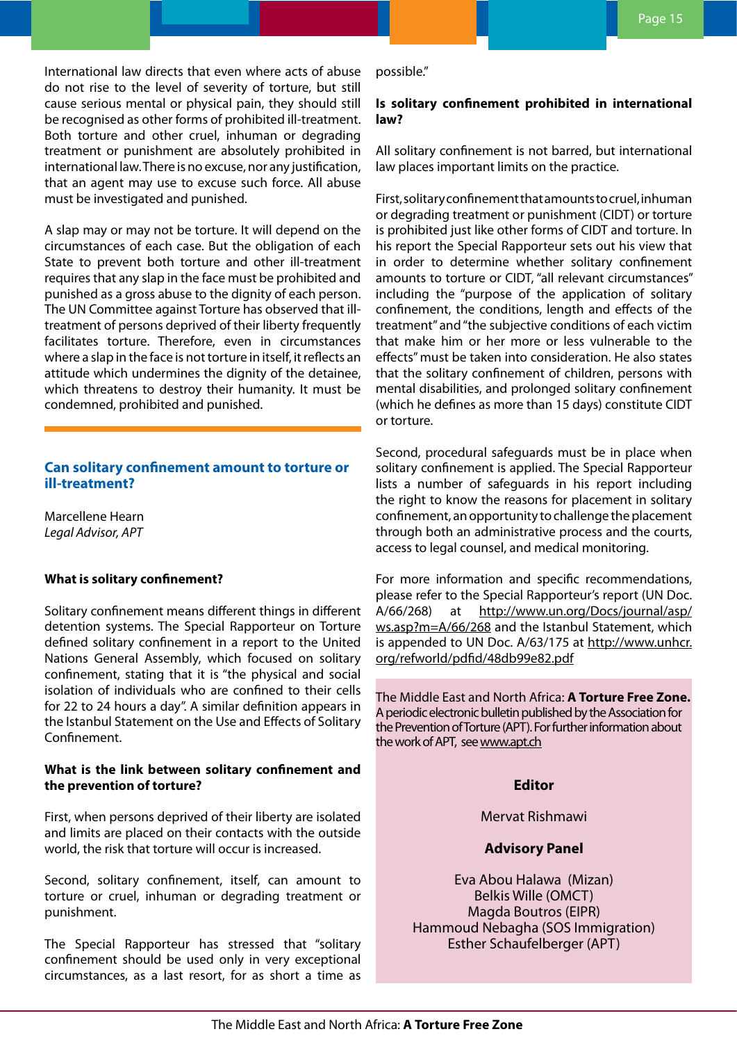International law directs that even where acts of abuse do not rise to the level of severity of torture, but still cause serious mental or physical pain, they should still be recognised as other forms of prohibited ill-treatment. Both torture and other cruel, inhuman or degrading treatment or punishment are absolutely prohibited in international law. There is no excuse, nor any justification, that an agent may use to excuse such force. All abuse must be investigated and punished.

A slap may or may not be torture. It will depend on the circumstances of each case. But the obligation of each State to prevent both torture and other ill-treatment requires that any slap in the face must be prohibited and punished as a gross abuse to the dignity of each person. The UN Committee against Torture has observed that ill-treatment of persons deprived of their liberty frequently facilitates torture. Therefore, even in circumstances where a slap in the face is not torture in itself, it reflects an attitude which undermines the dignity of the detainee, which threatens to destroy their humanity. It must be condemned, prohibited and punished.

## Can solitary confinement amount to torture or ill-treatment?

Marcellene Hearn
*Legal Advisor, APT*

**What is solitary confinement?**

Solitary confinement means different things in different detention systems. The Special Rapporteur on Torture defined solitary confinement in a report to the United Nations General Assembly, which focused on solitary confinement, stating that it is "the physical and social isolation of individuals who are confined to their cells for 22 to 24 hours a day". A similar definition appears in the Istanbul Statement on the Use and Effects of Solitary Confinement.

**What is the link between solitary confinement and the prevention of torture?**

First, when persons deprived of their liberty are isolated and limits are placed on their contacts with the outside world, the risk that torture will occur is increased.

Second, solitary confinement, itself, can amount to torture or cruel, inhuman or degrading treatment or punishment.

The Special Rapporteur has stressed that "solitary confinement should be used only in very exceptional circumstances, as a last resort, for as short a time as possible."

**Is solitary confinement prohibited in international law?**

All solitary confinement is not barred, but international law places important limits on the practice.

First, solitary confinement that amounts to cruel, inhuman or degrading treatment or punishment (CIDT) or torture is prohibited just like other forms of CIDT and torture. In his report the Special Rapporteur sets out his view that in order to determine whether solitary confinement amounts to torture or CIDT, "all relevant circumstances" including the "purpose of the application of solitary confinement, the conditions, length and effects of the treatment" and "the subjective conditions of each victim that make him or her more or less vulnerable to the effects" must be taken into consideration. He also states that the solitary confinement of children, persons with mental disabilities, and prolonged solitary confinement (which he defines as more than 15 days) constitute CIDT or torture.

Second, procedural safeguards must be in place when solitary confinement is applied. The Special Rapporteur lists a number of safeguards in his report including the right to know the reasons for placement in solitary confinement, an opportunity to challenge the placement through both an administrative process and the courts, access to legal counsel, and medical monitoring.

For more information and specific recommendations, please refer to the Special Rapporteur's report (UN Doc. A/66/268) at http://www.un.org/Docs/journal/asp/ws.asp?m=A/66/268 and the Istanbul Statement, which is appended to UN Doc. A/63/175 at http://www.unhcr.org/refworld/pdfid/48db99e82.pdf

The Middle East and North Africa: **A Torture Free Zone.** A periodic electronic bulletin published by the Association for the Prevention of Torture (APT). For further information about the work of APT, see www.apt.ch

**Editor**

Mervat Rishmawi

**Advisory Panel**

Eva Abou Halawa (Mizan)
Belkis Wille (OMCT)
Magda Boutros (EIPR)
Hammoud Nebagha (SOS Immigration)
Esther Schaufelberger (APT)